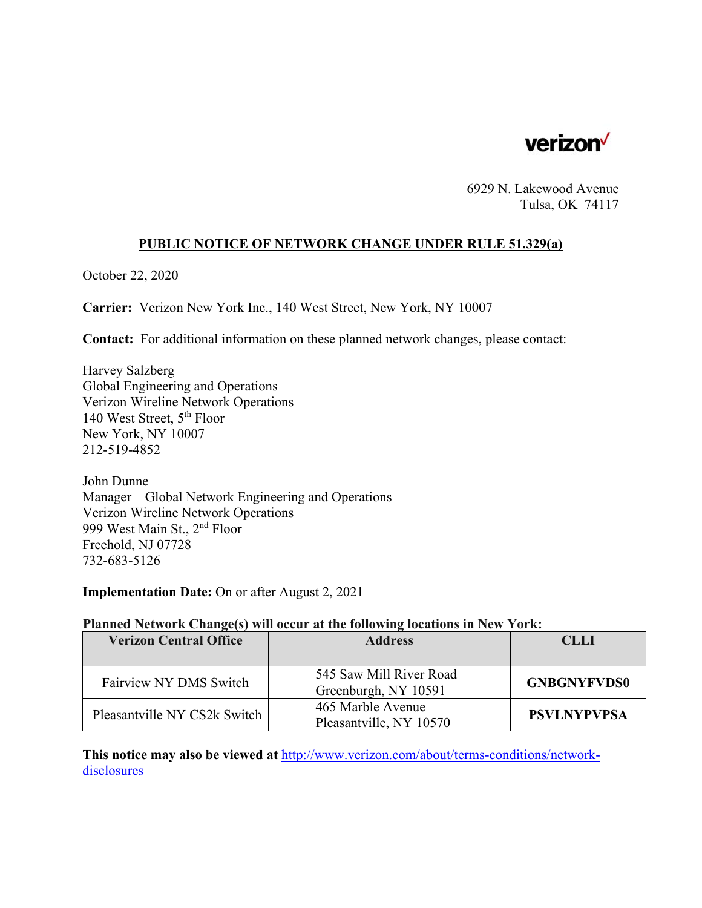verizon

6929 N. Lakewood Avenue
Tulsa, OK 74117

## PUBLIC NOTICE OF NETWORK CHANGE UNDER RULE 51.329(a)

October 22, 2020

**Carrier:** Verizon New York Inc., 140 West Street, New York, NY 10007

**Contact:** For additional information on these planned network changes, please contact:

Harvey Salzberg
Global Engineering and Operations
Verizon Wireline Network Operations
140 West Street, 5th Floor
New York, NY 10007
212-519-4852

John Dunne
Manager – Global Network Engineering and Operations
Verizon Wireline Network Operations
999 West Main St., 2nd Floor
Freehold, NJ 07728
732-683-5126

**Implementation Date:** On or after August 2, 2021

**Planned Network Change(s) will occur at the following locations in New York:**

| Verizon Central Office | Address | CLLI |
|---|---|---|
| Fairview NY DMS Switch | 545 Saw Mill River Road Greenburgh, NY 10591 | **GNBGNYFVDS0** |
| Pleasantville NY CS2k Switch | 465 Marble Avenue Pleasantville, NY 10570 | **PSVLNYPVPSA** |

**This notice may also be viewed at** http://www.verizon.com/about/terms-conditions/network-disclosures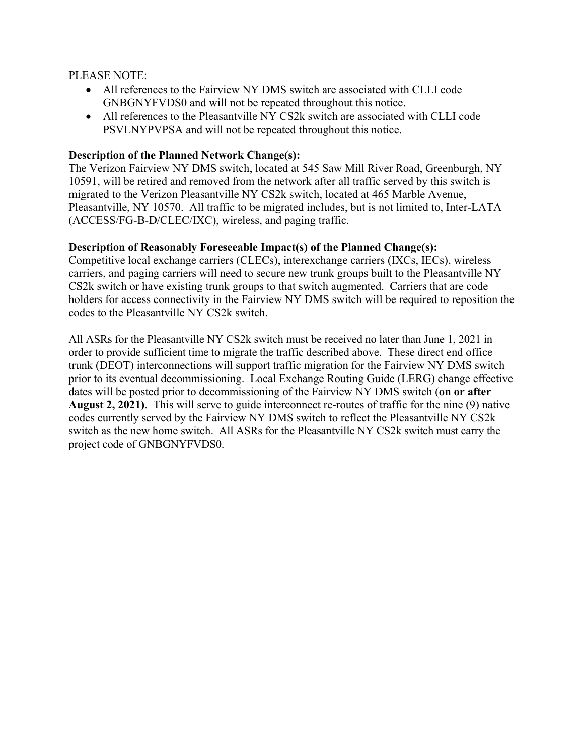PLEASE NOTE:

- All references to the Fairview NY DMS switch are associated with CLLI code GNBGNYFVDS0 and will not be repeated throughout this notice.
- All references to the Pleasantville NY CS2k switch are associated with CLLI code PSVLNYPVPSA and will not be repeated throughout this notice.

**Description of the Planned Network Change(s):**
The Verizon Fairview NY DMS switch, located at 545 Saw Mill River Road, Greenburgh, NY 10591, will be retired and removed from the network after all traffic served by this switch is migrated to the Verizon Pleasantville NY CS2k switch, located at 465 Marble Avenue, Pleasantville, NY 10570. All traffic to be migrated includes, but is not limited to, Inter-LATA (ACCESS/FG-B-D/CLEC/IXC), wireless, and paging traffic.

**Description of Reasonably Foreseeable Impact(s) of the Planned Change(s):**
Competitive local exchange carriers (CLECs), interexchange carriers (IXCs, IECs), wireless carriers, and paging carriers will need to secure new trunk groups built to the Pleasantville NY CS2k switch or have existing trunk groups to that switch augmented. Carriers that are code holders for access connectivity in the Fairview NY DMS switch will be required to reposition the codes to the Pleasantville NY CS2k switch.

All ASRs for the Pleasantville NY CS2k switch must be received no later than June 1, 2021 in order to provide sufficient time to migrate the traffic described above. These direct end office trunk (DEOT) interconnections will support traffic migration for the Fairview NY DMS switch prior to its eventual decommissioning. Local Exchange Routing Guide (LERG) change effective dates will be posted prior to decommissioning of the Fairview NY DMS switch (**on or after August 2, 2021)**. This will serve to guide interconnect re-routes of traffic for the nine (9) native codes currently served by the Fairview NY DMS switch to reflect the Pleasantville NY CS2k switch as the new home switch. All ASRs for the Pleasantville NY CS2k switch must carry the project code of GNBGNYFVDS0.